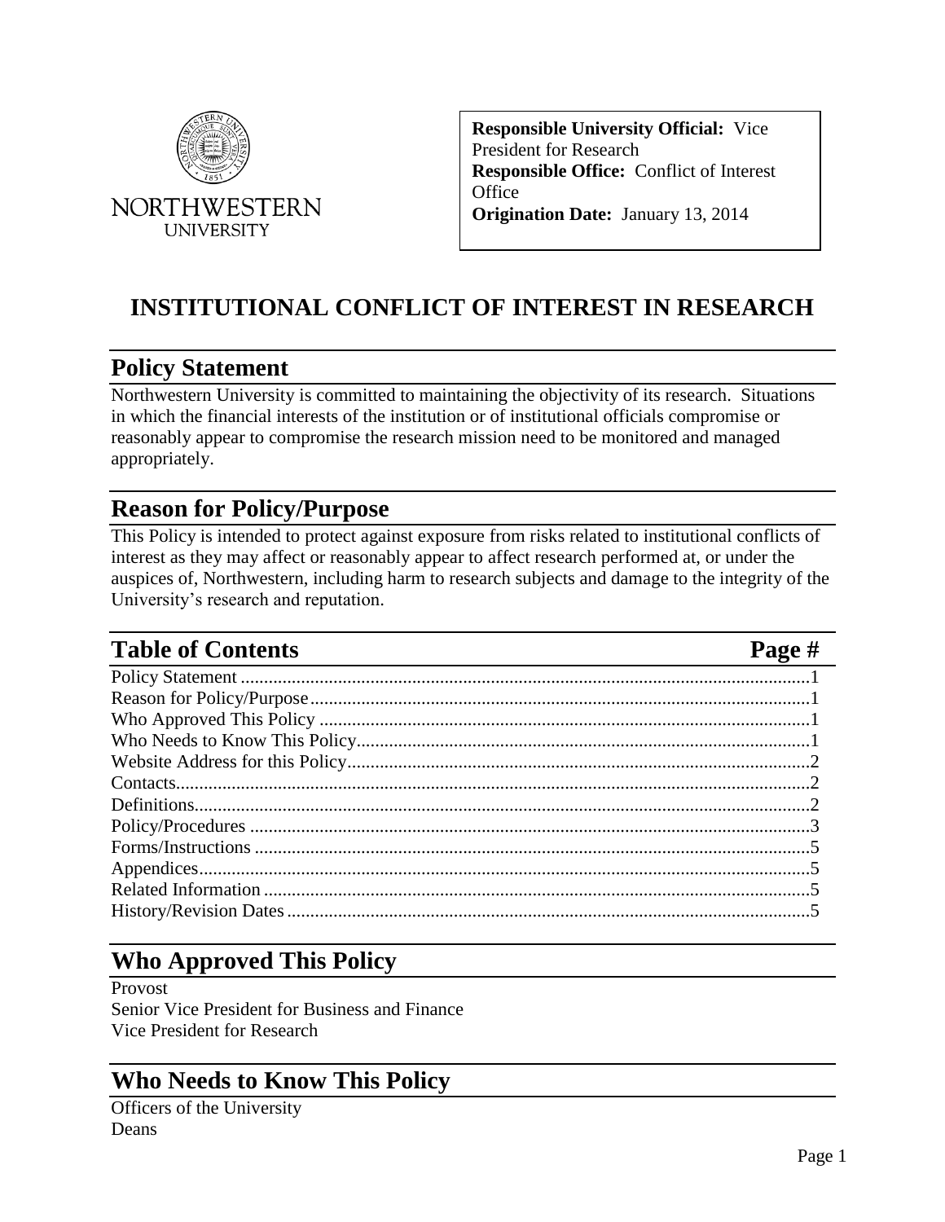NORTHWESTERN UNIVERSITY

**Responsible University Official:** Vice President for Research
**Responsible Office:** Conflict of Interest Office
**Origination Date:** January 13, 2014

# INSTITUTIONAL CONFLICT OF INTEREST IN RESEARCH

## Policy Statement

Northwestern University is committed to maintaining the objectivity of its research. Situations in which the financial interests of the institution or of institutional officials compromise or reasonably appear to compromise the research mission need to be monitored and managed appropriately.

## Reason for Policy/Purpose

This Policy is intended to protect against exposure from risks related to institutional conflicts of interest as they may affect or reasonably appear to affect research performed at, or under the auspices of, Northwestern, including harm to research subjects and damage to the integrity of the University's research and reputation.

## Table of Contents

| | Page # |
|---|---|
| Policy Statement | 1 |
| Reason for Policy/Purpose | 1 |
| Who Approved This Policy | 1 |
| Who Needs to Know This Policy | 1 |
| Website Address for this Policy | 2 |
| Contacts | 2 |
| Definitions | 2 |
| Policy/Procedures | 3 |
| Forms/Instructions | 5 |
| Appendices | 5 |
| Related Information | 5 |
| History/Revision Dates | 5 |

## Who Approved This Policy

Provost
Senior Vice President for Business and Finance
Vice President for Research

## Who Needs to Know This Policy

Officers of the University
Deans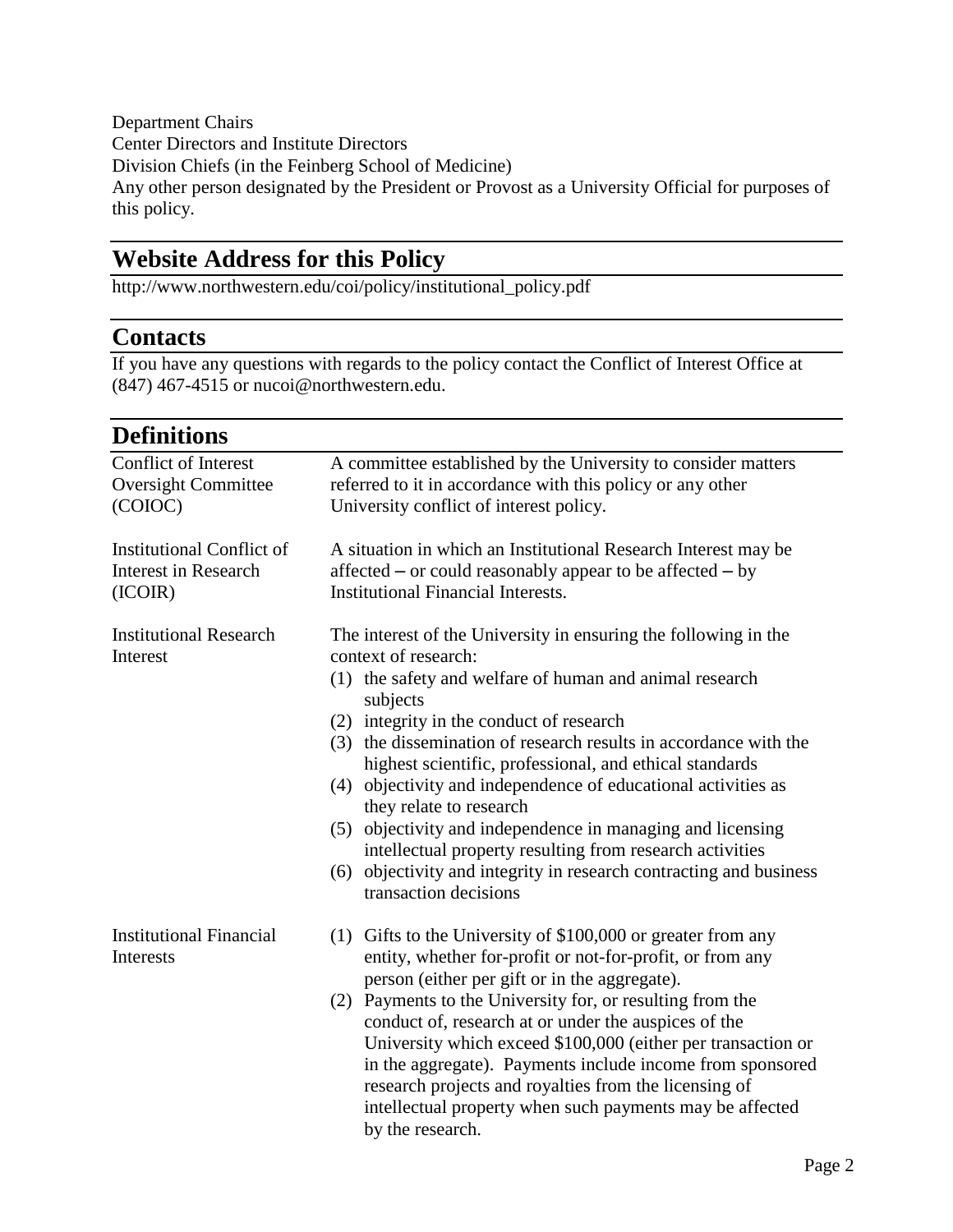Department Chairs
Center Directors and Institute Directors
Division Chiefs (in the Feinberg School of Medicine)
Any other person designated by the President or Provost as a University Official for purposes of this policy.

## Website Address for this Policy

http://www.northwestern.edu/coi/policy/institutional_policy.pdf

## Contacts

If you have any questions with regards to the policy contact the Conflict of Interest Office at (847) 467-4515 or nucoi@northwestern.edu.

## Definitions

| Term | Definition |
|---|---|
| Conflict of Interest Oversight Committee (COIOC) | A committee established by the University to consider matters referred to it in accordance with this policy or any other University conflict of interest policy. |
| Institutional Conflict of Interest in Research (ICOIR) | A situation in which an Institutional Research Interest may be affected – or could reasonably appear to be affected – by Institutional Financial Interests. |
| Institutional Research Interest | The interest of the University in ensuring the following in the context of research:<br>(1) the safety and welfare of human and animal research subjects<br>(2) integrity in the conduct of research<br>(3) the dissemination of research results in accordance with the highest scientific, professional, and ethical standards<br>(4) objectivity and independence of educational activities as they relate to research<br>(5) objectivity and independence in managing and licensing intellectual property resulting from research activities<br>(6) objectivity and integrity in research contracting and business transaction decisions |
| Institutional Financial Interests | (1) Gifts to the University of \$100,000 or greater from any entity, whether for-profit or not-for-profit, or from any person (either per gift or in the aggregate).<br>(2) Payments to the University for, or resulting from the conduct of, research at or under the auspices of the University which exceed \$100,000 (either per transaction or in the aggregate). Payments include income from sponsored research projects and royalties from the licensing of intellectual property when such payments may be affected by the research. |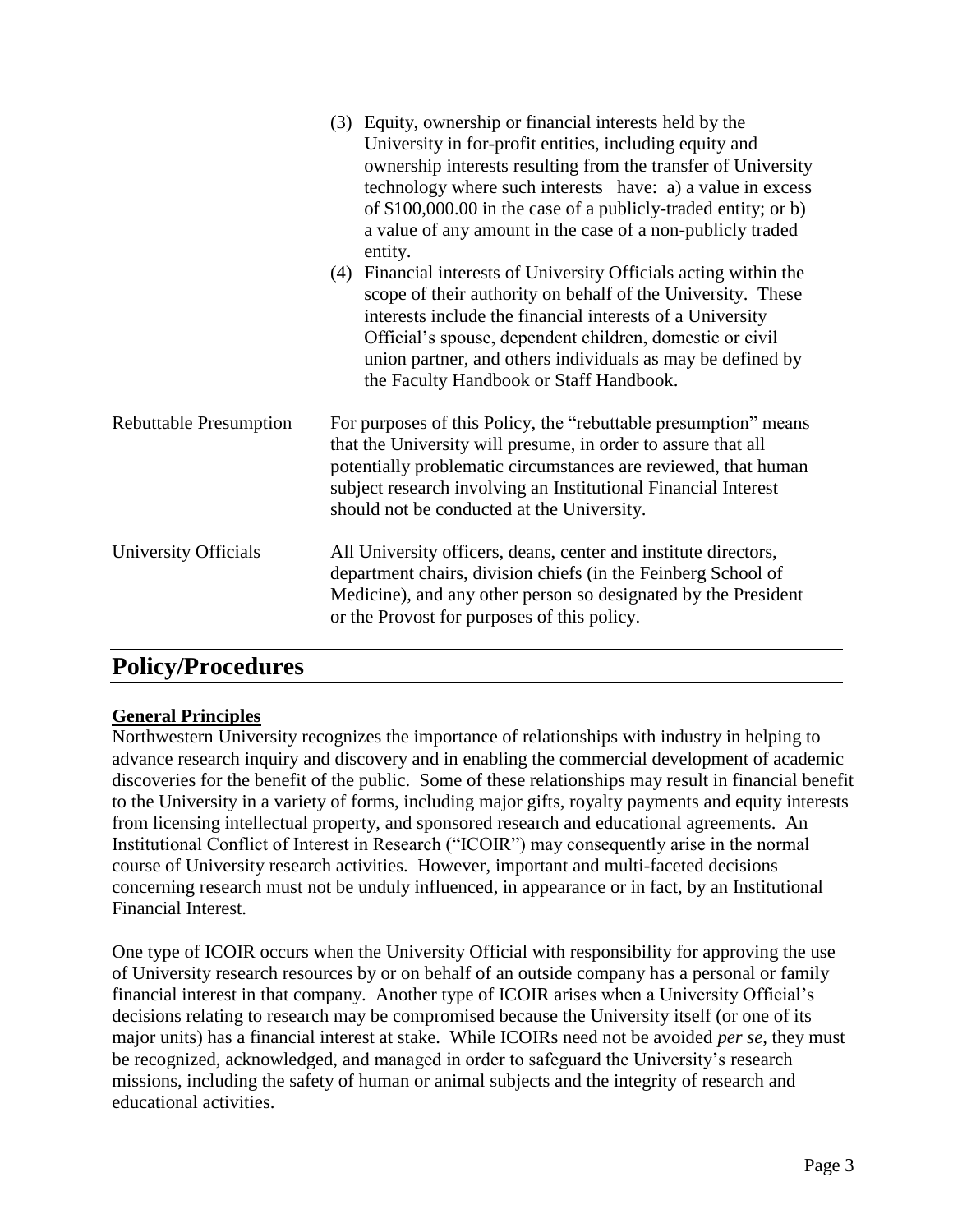(3) Equity, ownership or financial interests held by the University in for-profit entities, including equity and ownership interests resulting from the transfer of University technology where such interests have: a) a value in excess of $100,000.00 in the case of a publicly-traded entity; or b) a value of any amount in the case of a non-publicly traded entity.

(4) Financial interests of University Officials acting within the scope of their authority on behalf of the University. These interests include the financial interests of a University Official's spouse, dependent children, domestic or civil union partner, and others individuals as may be defined by the Faculty Handbook or Staff Handbook.

| | |
|---|---|
| Rebuttable Presumption | For purposes of this Policy, the "rebuttable presumption" means that the University will presume, in order to assure that all potentially problematic circumstances are reviewed, that human subject research involving an Institutional Financial Interest should not be conducted at the University. |
| University Officials | All University officers, deans, center and institute directors, department chairs, division chiefs (in the Feinberg School of Medicine), and any other person so designated by the President or the Provost for purposes of this policy. |

# Policy/Procedures

**General Principles**

Northwestern University recognizes the importance of relationships with industry in helping to advance research inquiry and discovery and in enabling the commercial development of academic discoveries for the benefit of the public. Some of these relationships may result in financial benefit to the University in a variety of forms, including major gifts, royalty payments and equity interests from licensing intellectual property, and sponsored research and educational agreements. An Institutional Conflict of Interest in Research ("ICOIR") may consequently arise in the normal course of University research activities. However, important and multi-faceted decisions concerning research must not be unduly influenced, in appearance or in fact, by an Institutional Financial Interest.

One type of ICOIR occurs when the University Official with responsibility for approving the use of University research resources by or on behalf of an outside company has a personal or family financial interest in that company. Another type of ICOIR arises when a University Official's decisions relating to research may be compromised because the University itself (or one of its major units) has a financial interest at stake. While ICOIRs need not be avoided *per se*, they must be recognized, acknowledged, and managed in order to safeguard the University's research missions, including the safety of human or animal subjects and the integrity of research and educational activities.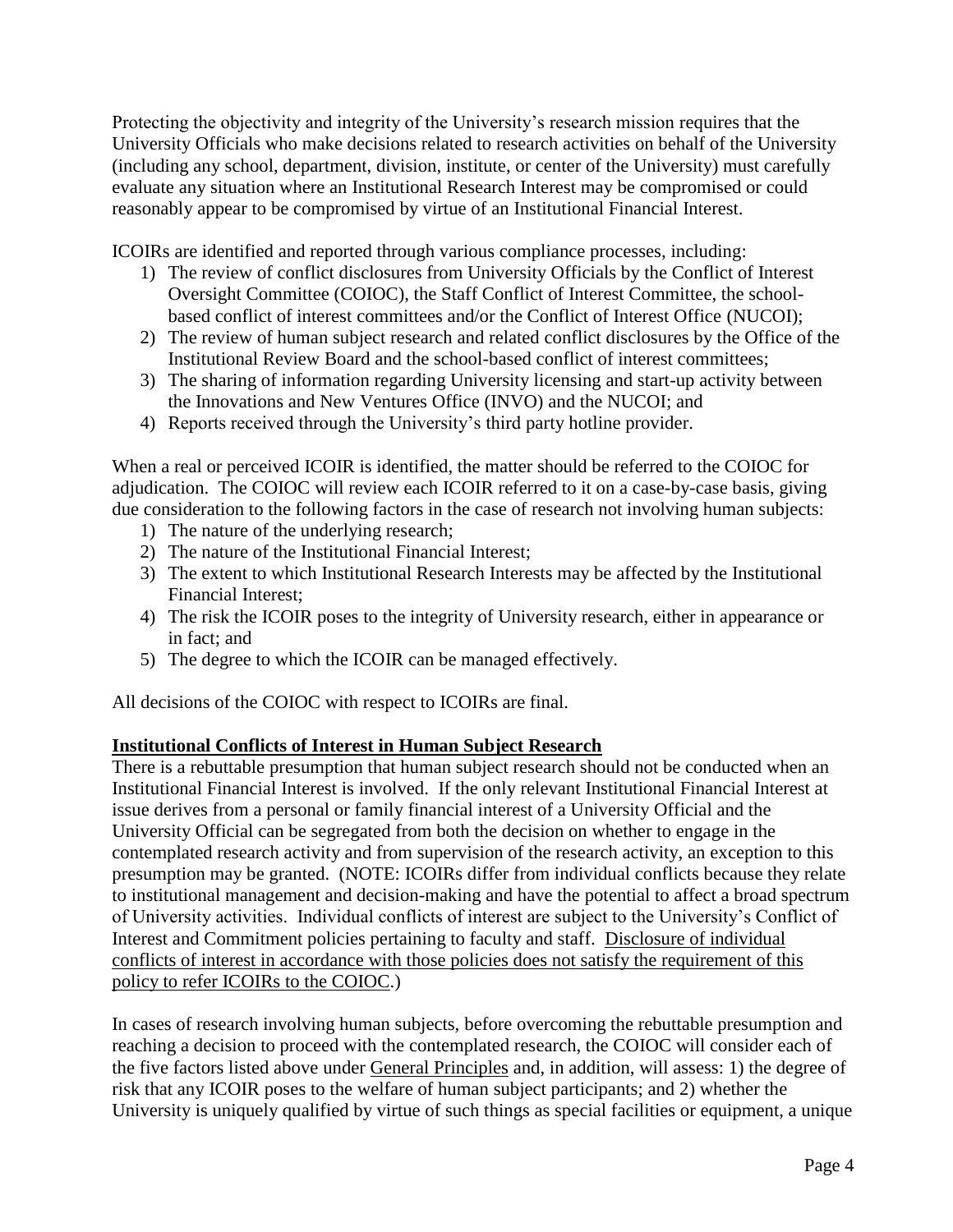Protecting the objectivity and integrity of the University's research mission requires that the University Officials who make decisions related to research activities on behalf of the University (including any school, department, division, institute, or center of the University) must carefully evaluate any situation where an Institutional Research Interest may be compromised or could reasonably appear to be compromised by virtue of an Institutional Financial Interest.

ICOIRs are identified and reported through various compliance processes, including:

1) The review of conflict disclosures from University Officials by the Conflict of Interest Oversight Committee (COIOC), the Staff Conflict of Interest Committee, the school-based conflict of interest committees and/or the Conflict of Interest Office (NUCOI);
2) The review of human subject research and related conflict disclosures by the Office of the Institutional Review Board and the school-based conflict of interest committees;
3) The sharing of information regarding University licensing and start-up activity between the Innovations and New Ventures Office (INVO) and the NUCOI; and
4) Reports received through the University's third party hotline provider.

When a real or perceived ICOIR is identified, the matter should be referred to the COIOC for adjudication. The COIOC will review each ICOIR referred to it on a case-by-case basis, giving due consideration to the following factors in the case of research not involving human subjects:

1) The nature of the underlying research;
2) The nature of the Institutional Financial Interest;
3) The extent to which Institutional Research Interests may be affected by the Institutional Financial Interest;
4) The risk the ICOIR poses to the integrity of University research, either in appearance or in fact; and
5) The degree to which the ICOIR can be managed effectively.

All decisions of the COIOC with respect to ICOIRs are final.

**Institutional Conflicts of Interest in Human Subject Research**

There is a rebuttable presumption that human subject research should not be conducted when an Institutional Financial Interest is involved. If the only relevant Institutional Financial Interest at issue derives from a personal or family financial interest of a University Official and the University Official can be segregated from both the decision on whether to engage in the contemplated research activity and from supervision of the research activity, an exception to this presumption may be granted. (NOTE: ICOIRs differ from individual conflicts because they relate to institutional management and decision-making and have the potential to affect a broad spectrum of University activities. Individual conflicts of interest are subject to the University's Conflict of Interest and Commitment policies pertaining to faculty and staff. Disclosure of individual conflicts of interest in accordance with those policies does not satisfy the requirement of this policy to refer ICOIRs to the COIOC.)

In cases of research involving human subjects, before overcoming the rebuttable presumption and reaching a decision to proceed with the contemplated research, the COIOC will consider each of the five factors listed above under General Principles and, in addition, will assess: 1) the degree of risk that any ICOIR poses to the welfare of human subject participants; and 2) whether the University is uniquely qualified by virtue of such things as special facilities or equipment, a unique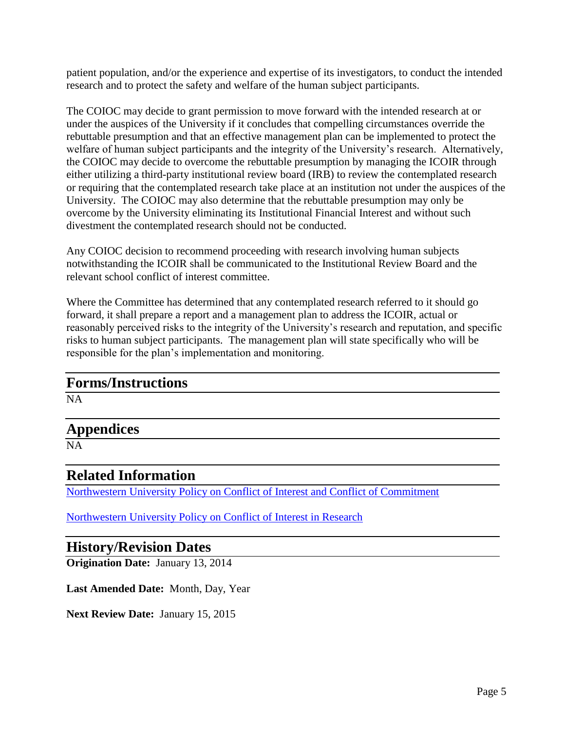patient population, and/or the experience and expertise of its investigators, to conduct the intended research and to protect the safety and welfare of the human subject participants.

The COIOC may decide to grant permission to move forward with the intended research at or under the auspices of the University if it concludes that compelling circumstances override the rebuttable presumption and that an effective management plan can be implemented to protect the welfare of human subject participants and the integrity of the University's research. Alternatively, the COIOC may decide to overcome the rebuttable presumption by managing the ICOIR through either utilizing a third-party institutional review board (IRB) to review the contemplated research or requiring that the contemplated research take place at an institution not under the auspices of the University. The COIOC may also determine that the rebuttable presumption may only be overcome by the University eliminating its Institutional Financial Interest and without such divestment the contemplated research should not be conducted.

Any COIOC decision to recommend proceeding with research involving human subjects notwithstanding the ICOIR shall be communicated to the Institutional Review Board and the relevant school conflict of interest committee.

Where the Committee has determined that any contemplated research referred to it should go forward, it shall prepare a report and a management plan to address the ICOIR, actual or reasonably perceived risks to the integrity of the University's research and reputation, and specific risks to human subject participants. The management plan will state specifically who will be responsible for the plan's implementation and monitoring.

## Forms/Instructions

NA

## Appendices

NA

## Related Information

Northwestern University Policy on Conflict of Interest and Conflict of Commitment

Northwestern University Policy on Conflict of Interest in Research

## History/Revision Dates

**Origination Date:** January 13, 2014

**Last Amended Date:** Month, Day, Year

**Next Review Date:** January 15, 2015